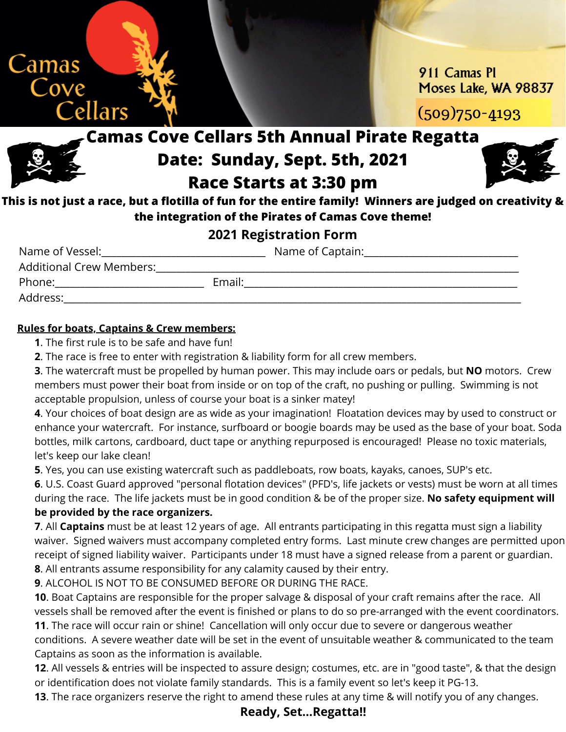Camas Cove Cellars

911 Camas Pl
Moses Lake, WA 98837

(509)750-4193

# Camas Cove Cellars 5th Annual Pirate Regatta

## Date: Sunday, Sept. 5th, 2021

## Race Starts at 3:30 pm

**This is not just a race, but a flotilla of fun for the entire family! Winners are judged on creativity & the integration of the Pirates of Camas Cove theme!**

### 2021 Registration Form

Name of Vessel:______________________________ Name of Captain:____________________________

Additional Crew Members:_____________________________________________________________

Phone:___________________________ Email:_______________________________________________

Address:_____________________________________________________________________________

**Rules for boats, Captains & Crew members:**

**1**. The first rule is to be safe and have fun!

**2**. The race is free to enter with registration & liability form for all crew members.

**3**. The watercraft must be propelled by human power. This may include oars or pedals, but **NO** motors. Crew members must power their boat from inside or on top of the craft, no pushing or pulling. Swimming is not acceptable propulsion, unless of course your boat is a sinker matey!

**4**. Your choices of boat design are as wide as your imagination! Floatation devices may by used to construct or enhance your watercraft. For instance, surfboard or boogie boards may be used as the base of your boat. Soda bottles, milk cartons, cardboard, duct tape or anything repurposed is encouraged! Please no toxic materials, let's keep our lake clean!

**5**. Yes, you can use existing watercraft such as paddleboats, row boats, kayaks, canoes, SUP's etc.

**6**. U.S. Coast Guard approved "personal flotation devices" (PFD's, life jackets or vests) must be worn at all times during the race. The life jackets must be in good condition & be of the proper size. **No safety equipment will be provided by the race organizers.**

**7**. All **Captains** must be at least 12 years of age. All entrants participating in this regatta must sign a liability waiver. Signed waivers must accompany completed entry forms. Last minute crew changes are permitted upon receipt of signed liability waiver. Participants under 18 must have a signed release from a parent or guardian.

**8**. All entrants assume responsibility for any calamity caused by their entry.

**9**. ALCOHOL IS NOT TO BE CONSUMED BEFORE OR DURING THE RACE.

**10**. Boat Captains are responsible for the proper salvage & disposal of your craft remains after the race. All vessels shall be removed after the event is finished or plans to do so pre-arranged with the event coordinators.

**11**. The race will occur rain or shine! Cancellation will only occur due to severe or dangerous weather conditions. A severe weather date will be set in the event of unsuitable weather & communicated to the team Captains as soon as the information is available.

**12**. All vessels & entries will be inspected to assure design; costumes, etc. are in "good taste", & that the design or identification does not violate family standards. This is a family event so let's keep it PG-13.

**13**. The race organizers reserve the right to amend these rules at any time & will notify you of any changes.

**Ready, Set...Regatta!!**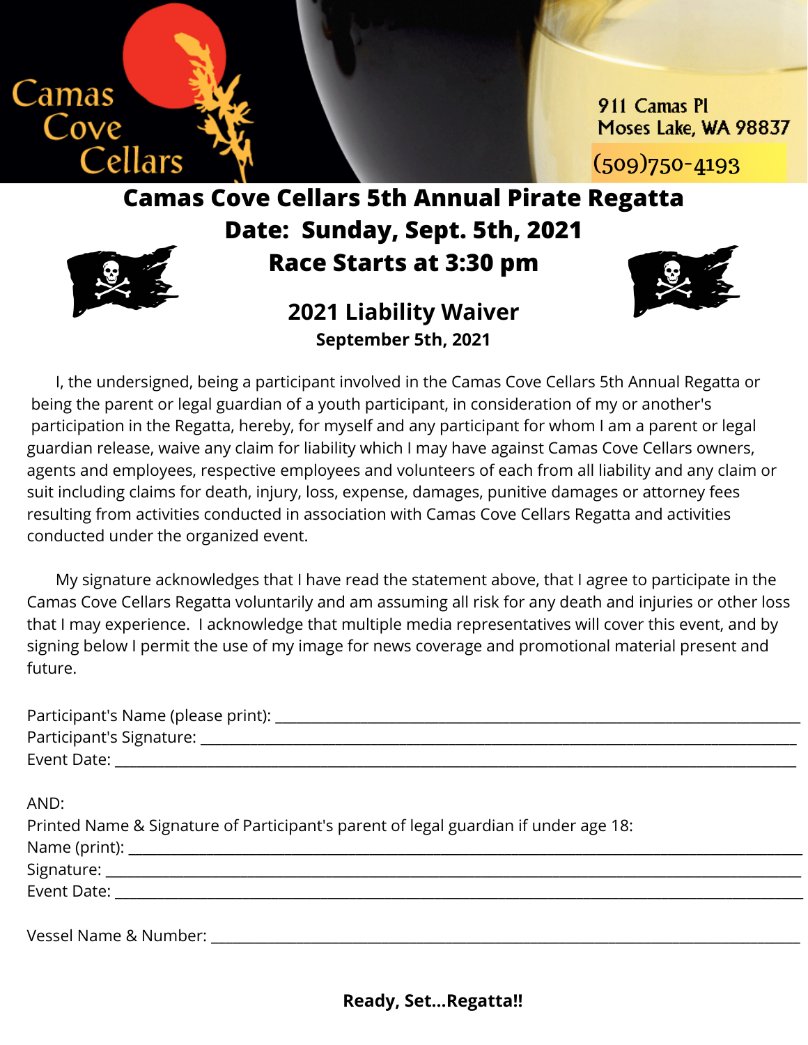Camas Cove Cellars

911 Camas Pl
Moses Lake, WA 98837
(509)750-4193

# Camas Cove Cellars 5th Annual Pirate Regatta

## Date: Sunday, Sept. 5th, 2021

## Race Starts at 3:30 pm

## 2021 Liability Waiver

**September 5th, 2021**

I, the undersigned, being a participant involved in the Camas Cove Cellars 5th Annual Regatta or being the parent or legal guardian of a youth participant, in consideration of my or another's participation in the Regatta, hereby, for myself and any participant for whom I am a parent or legal guardian release, waive any claim for liability which I may have against Camas Cove Cellars owners, agents and employees, respective employees and volunteers of each from all liability and any claim or suit including claims for death, injury, loss, expense, damages, punitive damages or attorney fees resulting from activities conducted in association with Camas Cove Cellars Regatta and activities conducted under the organized event.

My signature acknowledges that I have read the statement above, that I agree to participate in the Camas Cove Cellars Regatta voluntarily and am assuming all risk for any death and injuries or other loss that I may experience. I acknowledge that multiple media representatives will cover this event, and by signing below I permit the use of my image for news coverage and promotional material present and future.

Participant's Name (please print): ______________________________
Participant's Signature: ______________________________
Event Date: ______________________________

AND:
Printed Name & Signature of Participant's parent of legal guardian if under age 18:
Name (print): ______________________________
Signature: ______________________________
Event Date: ______________________________

Vessel Name & Number: ______________________________

**Ready, Set...Regatta!!**